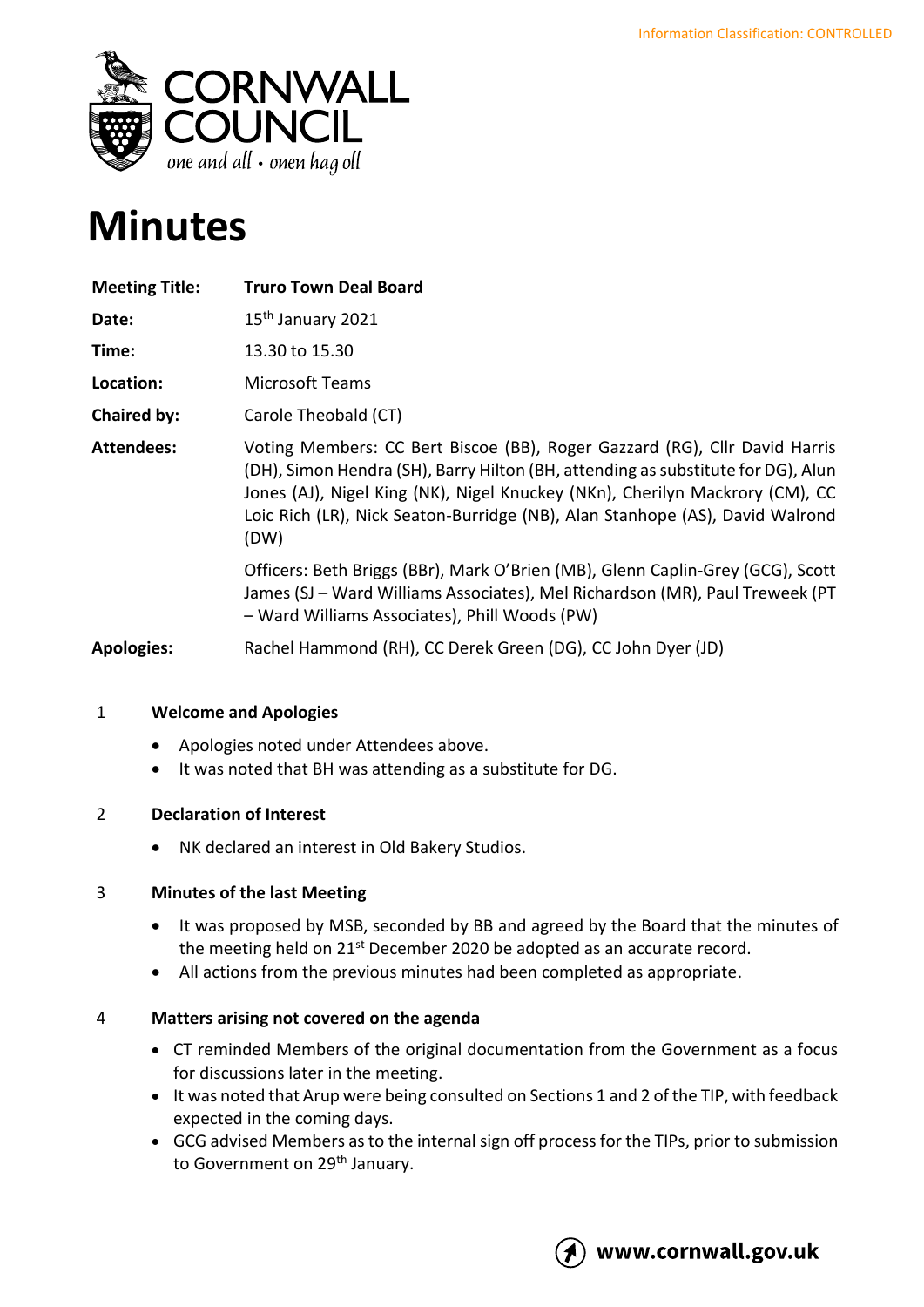Information Classification: CONTROLLED

# Minutes

| | |
|---|---|
| **Meeting Title:** | **Truro Town Deal Board** |
| **Date:** | 15th January 2021 |
| **Time:** | 13.30 to 15.30 |
| **Location:** | Microsoft Teams |
| **Chaired by:** | Carole Theobald (CT) |
| **Attendees:** | Voting Members: CC Bert Biscoe (BB), Roger Gazzard (RG), Cllr David Harris (DH), Simon Hendra (SH), Barry Hilton (BH, attending as substitute for DG), Alun Jones (AJ), Nigel King (NK), Nigel Knuckey (NKn), Cherilyn Mackrory (CM), CC Loic Rich (LR), Nick Seaton-Burridge (NB), Alan Stanhope (AS), David Walrond (DW) |
| | Officers: Beth Briggs (BBr), Mark O'Brien (MB), Glenn Caplin-Grey (GCG), Scott James (SJ – Ward Williams Associates), Mel Richardson (MR), Paul Treweek (PT – Ward Williams Associates), Phill Woods (PW) |
| **Apologies:** | Rachel Hammond (RH), CC Derek Green (DG), CC John Dyer (JD) |

## 1 Welcome and Apologies

- Apologies noted under Attendees above.
- It was noted that BH was attending as a substitute for DG.

## 2 Declaration of Interest

- NK declared an interest in Old Bakery Studios.

## 3 Minutes of the last Meeting

- It was proposed by MSB, seconded by BB and agreed by the Board that the minutes of the meeting held on 21st December 2020 be adopted as an accurate record.
- All actions from the previous minutes had been completed as appropriate.

## 4 Matters arising not covered on the agenda

- CT reminded Members of the original documentation from the Government as a focus for discussions later in the meeting.
- It was noted that Arup were being consulted on Sections 1 and 2 of the TIP, with feedback expected in the coming days.
- GCG advised Members as to the internal sign off process for the TIPs, prior to submission to Government on 29th January.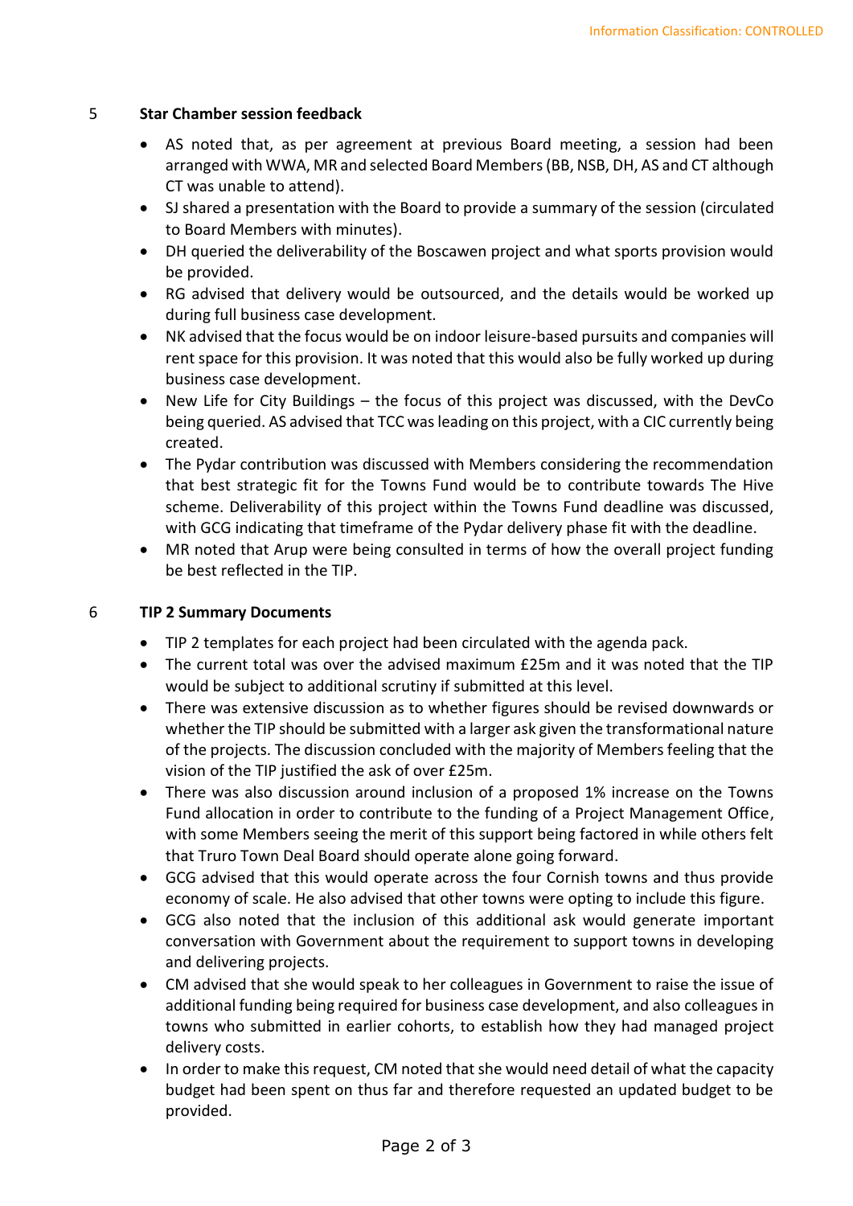## 5 Star Chamber session feedback

- AS noted that, as per agreement at previous Board meeting, a session had been arranged with WWA, MR and selected Board Members (BB, NSB, DH, AS and CT although CT was unable to attend).
- SJ shared a presentation with the Board to provide a summary of the session (circulated to Board Members with minutes).
- DH queried the deliverability of the Boscawen project and what sports provision would be provided.
- RG advised that delivery would be outsourced, and the details would be worked up during full business case development.
- NK advised that the focus would be on indoor leisure-based pursuits and companies will rent space for this provision. It was noted that this would also be fully worked up during business case development.
- New Life for City Buildings – the focus of this project was discussed, with the DevCo being queried. AS advised that TCC was leading on this project, with a CIC currently being created.
- The Pydar contribution was discussed with Members considering the recommendation that best strategic fit for the Towns Fund would be to contribute towards The Hive scheme. Deliverability of this project within the Towns Fund deadline was discussed, with GCG indicating that timeframe of the Pydar delivery phase fit with the deadline.
- MR noted that Arup were being consulted in terms of how the overall project funding be best reflected in the TIP.

## 6 TIP 2 Summary Documents

- TIP 2 templates for each project had been circulated with the agenda pack.
- The current total was over the advised maximum £25m and it was noted that the TIP would be subject to additional scrutiny if submitted at this level.
- There was extensive discussion as to whether figures should be revised downwards or whether the TIP should be submitted with a larger ask given the transformational nature of the projects. The discussion concluded with the majority of Members feeling that the vision of the TIP justified the ask of over £25m.
- There was also discussion around inclusion of a proposed 1% increase on the Towns Fund allocation in order to contribute to the funding of a Project Management Office, with some Members seeing the merit of this support being factored in while others felt that Truro Town Deal Board should operate alone going forward.
- GCG advised that this would operate across the four Cornish towns and thus provide economy of scale. He also advised that other towns were opting to include this figure.
- GCG also noted that the inclusion of this additional ask would generate important conversation with Government about the requirement to support towns in developing and delivering projects.
- CM advised that she would speak to her colleagues in Government to raise the issue of additional funding being required for business case development, and also colleagues in towns who submitted in earlier cohorts, to establish how they had managed project delivery costs.
- In order to make this request, CM noted that she would need detail of what the capacity budget had been spent on thus far and therefore requested an updated budget to be provided.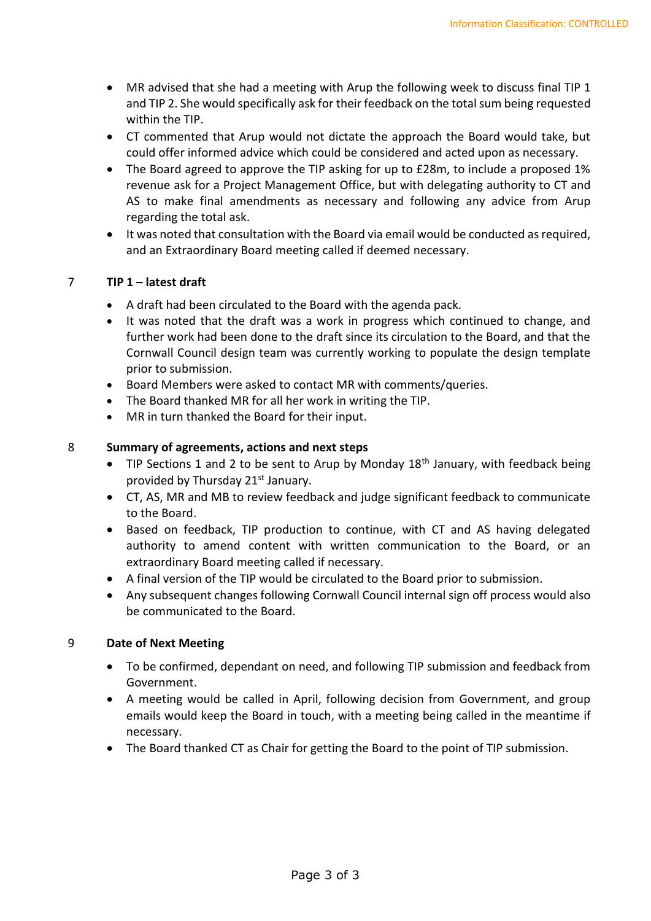- MR advised that she had a meeting with Arup the following week to discuss final TIP 1 and TIP 2. She would specifically ask for their feedback on the total sum being requested within the TIP.
- CT commented that Arup would not dictate the approach the Board would take, but could offer informed advice which could be considered and acted upon as necessary.
- The Board agreed to approve the TIP asking for up to £28m, to include a proposed 1% revenue ask for a Project Management Office, but with delegating authority to CT and AS to make final amendments as necessary and following any advice from Arup regarding the total ask.
- It was noted that consultation with the Board via email would be conducted as required, and an Extraordinary Board meeting called if deemed necessary.

## 7 TIP 1 – latest draft

- A draft had been circulated to the Board with the agenda pack.
- It was noted that the draft was a work in progress which continued to change, and further work had been done to the draft since its circulation to the Board, and that the Cornwall Council design team was currently working to populate the design template prior to submission.
- Board Members were asked to contact MR with comments/queries.
- The Board thanked MR for all her work in writing the TIP.
- MR in turn thanked the Board for their input.

## 8 Summary of agreements, actions and next steps

- TIP Sections 1 and 2 to be sent to Arup by Monday 18th January, with feedback being provided by Thursday 21st January.
- CT, AS, MR and MB to review feedback and judge significant feedback to communicate to the Board.
- Based on feedback, TIP production to continue, with CT and AS having delegated authority to amend content with written communication to the Board, or an extraordinary Board meeting called if necessary.
- A final version of the TIP would be circulated to the Board prior to submission.
- Any subsequent changes following Cornwall Council internal sign off process would also be communicated to the Board.

## 9 Date of Next Meeting

- To be confirmed, dependant on need, and following TIP submission and feedback from Government.
- A meeting would be called in April, following decision from Government, and group emails would keep the Board in touch, with a meeting being called in the meantime if necessary.
- The Board thanked CT as Chair for getting the Board to the point of TIP submission.